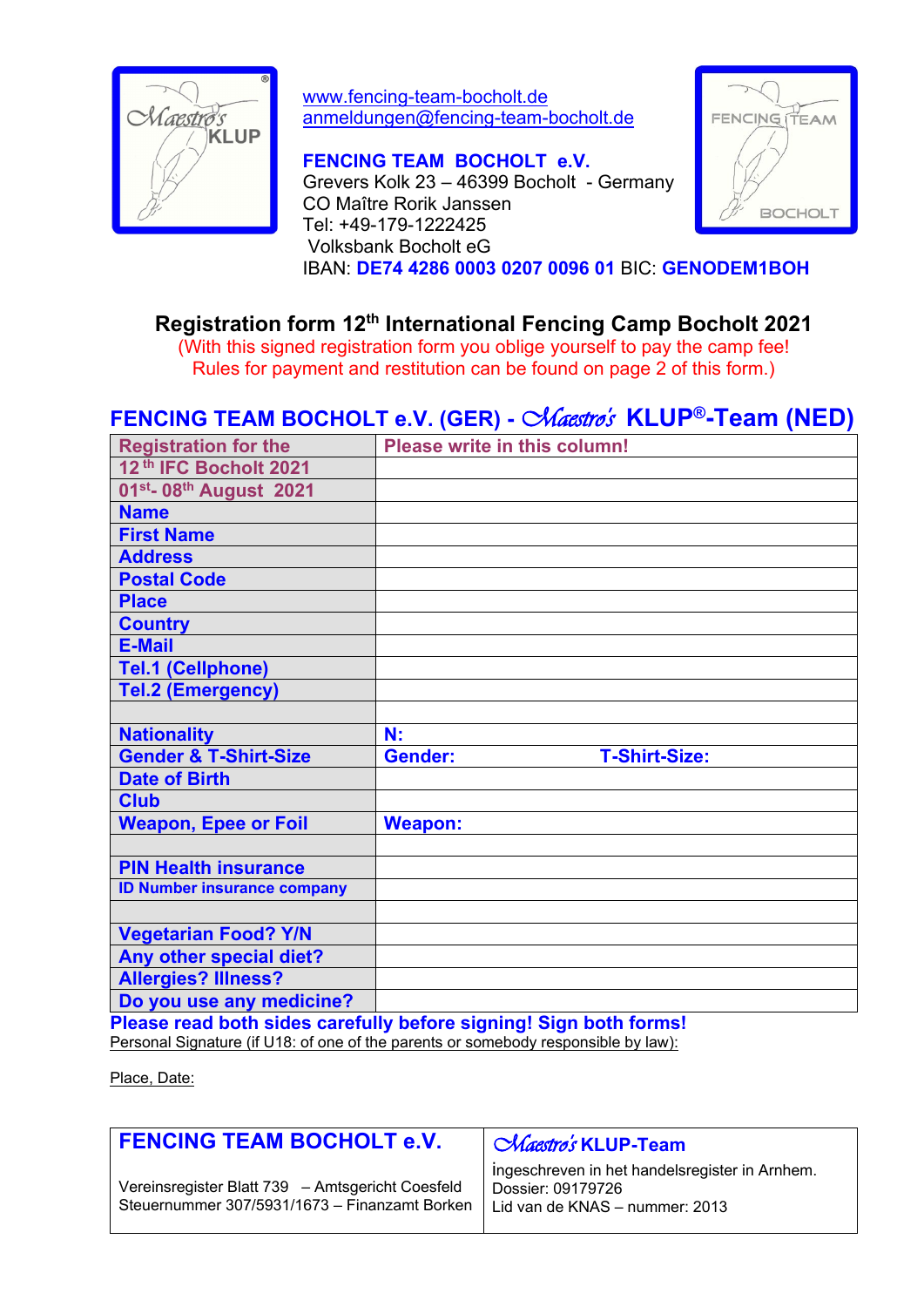www.fencing-team-bocholt.de
anmeldungen@fencing-team-bocholt.de

**FENCING TEAM BOCHOLT e.V.**
Grevers Kolk 23 – 46399 Bocholt - Germany
CO Maître Rorik Janssen
Tel: +49-179-1222425
Volksbank Bocholt eG
IBAN: **DE74 4286 0003 0207 0096 01** BIC: **GENODEM1BOH**

## Registration form 12th International Fencing Camp Bocholt 2021

(With this signed registration form you oblige yourself to pay the camp fee!
Rules for payment and restitution can be found on page 2 of this form.)

## FENCING TEAM BOCHOLT e.V. (GER) - Maestro's KLUP®-Team (NED)

| Registration for the | Please write in this column! |
|---|---|
| 12 th IFC Bocholt 2021 | |
| 01st- 08th August 2021 | |
| Name | |
| First Name | |
| Address | |
| Postal Code | |
| Place | |
| Country | |
| E-Mail | |
| Tel.1 (Cellphone) | |
| Tel.2 (Emergency) | |
| | |
| Nationality | N: |
| Gender & T-Shirt-Size | Gender: T-Shirt-Size: |
| Date of Birth | |
| Club | |
| Weapon, Epee or Foil | Weapon: |
| | |
| PIN Health insurance | |
| ID Number insurance company | |
| | |
| Vegetarian Food? Y/N | |
| Any other special diet? | |
| Allergies? Illness? | |
| Do you use any medicine? | |

**Please read both sides carefully before signing! Sign both forms!**

Personal Signature (if U18: of one of the parents or somebody responsible by law):

Place, Date:

| FENCING TEAM BOCHOLT e.V. | Maestro's KLUP-Team |
|---|---|
| Vereinsregister Blatt 739 – Amtsgericht Coesfeld<br>Steuernummer 307/5931/1673 – Finanzamt Borken | ingeschreven in het handelsregister in Arnhem.<br>Dossier: 09179726<br>Lid van de KNAS – nummer: 2013 |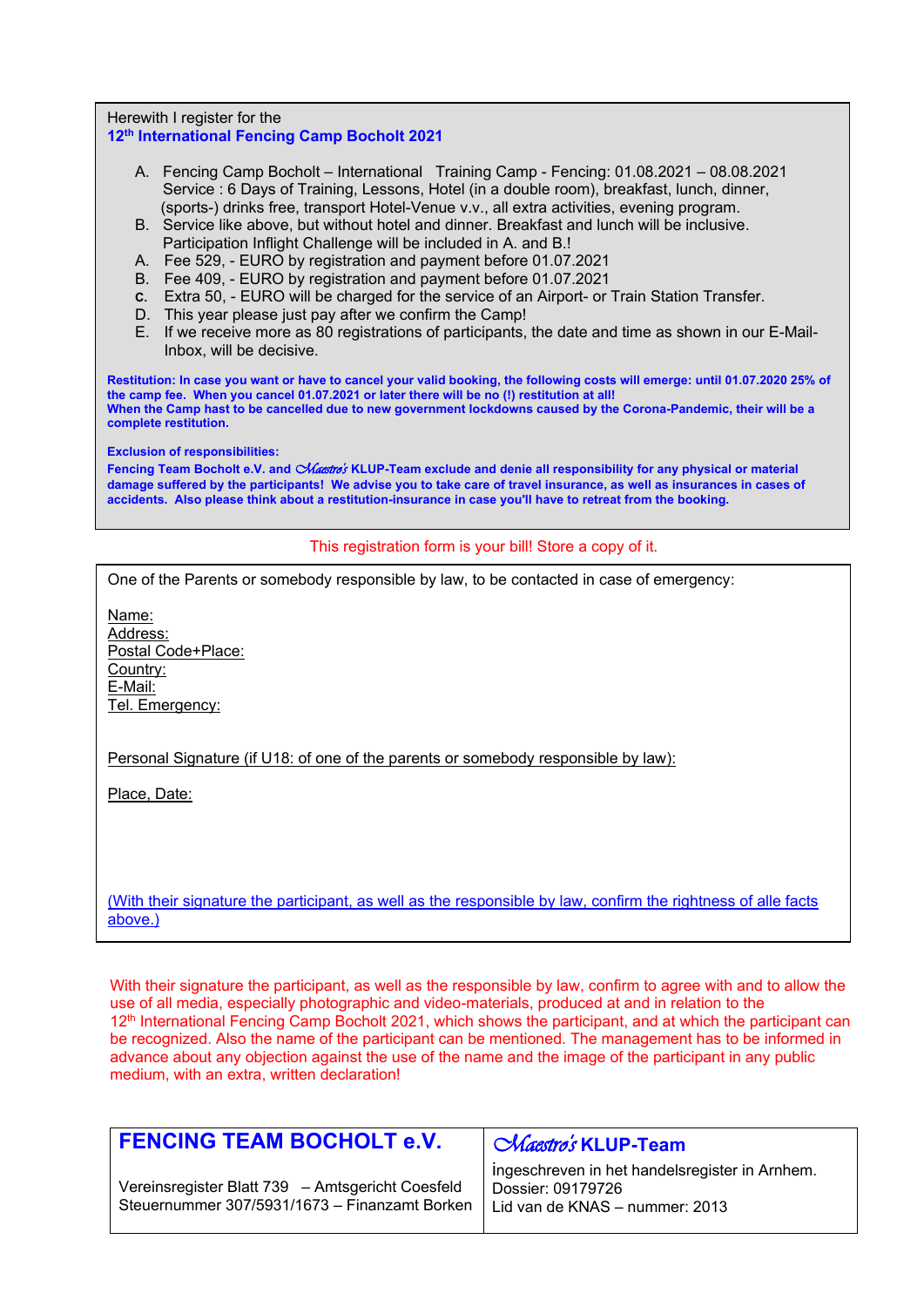Herewith I register for the

**12th International Fencing Camp Bocholt 2021**

A. Fencing Camp Bocholt – International Training Camp - Fencing: 01.08.2021 – 08.08.2021
   Service : 6 Days of Training, Lessons, Hotel (in a double room), breakfast, lunch, dinner, (sports-) drinks free, transport Hotel-Venue v.v., all extra activities, evening program.
B. Service like above, but without hotel and dinner. Breakfast and lunch will be inclusive.
   Participation Inflight Challenge will be included in A. and B.!

A. Fee 529, - EURO by registration and payment before 01.07.2021
B. Fee 409, - EURO by registration and payment before 01.07.2021
c. Extra 50, - EURO will be charged for the service of an Airport- or Train Station Transfer.
D. This year please just pay after we confirm the Camp!
E. If we receive more as 80 registrations of participants, the date and time as shown in our E-Mail-Inbox, will be decisive.

**Restitution: In case you want or have to cancel your valid booking, the following costs will emerge: until 01.07.2020 25% of the camp fee. When you cancel 01.07.2021 or later there will be no (!) restitution at all!**
**When the Camp hast to be cancelled due to new government lockdowns caused by the Corona-Pandemic, their will be a complete restitution.**

**Exclusion of responsibilities:**
**Fencing Team Bocholt e.V. and Maestro's KLUP-Team exclude and denie all responsibility for any physical or material damage suffered by the participants! We advise you to take care of travel insurance, as well as insurances in cases of accidents. Also please think about a restitution-insurance in case you'll have to retreat from the booking.**

This registration form is your bill! Store a copy of it.

One of the Parents or somebody responsible by law, to be contacted in case of emergency:

Name:
Address:
Postal Code+Place:
Country:
E-Mail:
Tel. Emergency:

Personal Signature (if U18: of one of the parents or somebody responsible by law):

Place, Date:

(With their signature the participant, as well as the responsible by law, confirm the rightness of alle facts above.)

With their signature the participant, as well as the responsible by law, confirm to agree with and to allow the use of all media, especially photographic and video-materials, produced at and in relation to the 12th International Fencing Camp Bocholt 2021, which shows the participant, and at which the participant can be recognized. Also the name of the participant can be mentioned. The management has to be informed in advance about any objection against the use of the name and the image of the participant in any public medium, with an extra, written declaration!

| | |
|---|---|
| **FENCING TEAM BOCHOLT e.V.**<br><br>Vereinsregister Blatt 739 – Amtsgericht Coesfeld<br>Steuernummer 307/5931/1673 – Finanzamt Borken | **Maestro's KLUP-Team**<br><br>ingeschreven in het handelsregister in Arnhem.<br>Dossier: 09179726<br>Lid van de KNAS – nummer: 2013 |